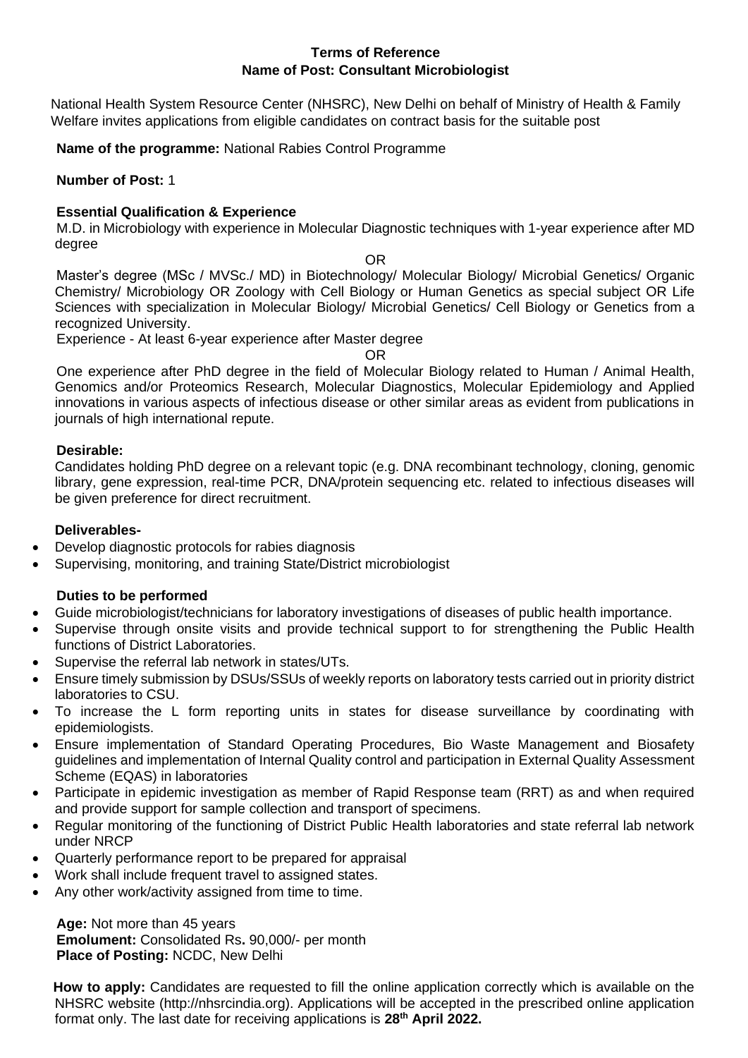# Terms of Reference

## Name of Post: Consultant Microbiologist

National Health System Resource Center (NHSRC), New Delhi on behalf of Ministry of Health & Family Welfare invites applications from eligible candidates on contract basis for the suitable post

**Name of the programme:** National Rabies Control Programme

**Number of Post:** 1

**Essential Qualification & Experience**

M.D. in Microbiology with experience in Molecular Diagnostic techniques with 1-year experience after MD degree

OR

Master's degree (MSc / MVSc./ MD) in Biotechnology/ Molecular Biology/ Microbial Genetics/ Organic Chemistry/ Microbiology OR Zoology with Cell Biology or Human Genetics as special subject OR Life Sciences with specialization in Molecular Biology/ Microbial Genetics/ Cell Biology or Genetics from a recognized University.

Experience - At least 6-year experience after Master degree

OR

One experience after PhD degree in the field of Molecular Biology related to Human / Animal Health, Genomics and/or Proteomics Research, Molecular Diagnostics, Molecular Epidemiology and Applied innovations in various aspects of infectious disease or other similar areas as evident from publications in journals of high international repute.

**Desirable:**

Candidates holding PhD degree on a relevant topic (e.g. DNA recombinant technology, cloning, genomic library, gene expression, real-time PCR, DNA/protein sequencing etc. related to infectious diseases will be given preference for direct recruitment.

**Deliverables-**

- Develop diagnostic protocols for rabies diagnosis
- Supervising, monitoring, and training State/District microbiologist

**Duties to be performed**

- Guide microbiologist/technicians for laboratory investigations of diseases of public health importance.
- Supervise through onsite visits and provide technical support to for strengthening the Public Health functions of District Laboratories.
- Supervise the referral lab network in states/UTs.
- Ensure timely submission by DSUs/SSUs of weekly reports on laboratory tests carried out in priority district laboratories to CSU.
- To increase the L form reporting units in states for disease surveillance by coordinating with epidemiologists.
- Ensure implementation of Standard Operating Procedures, Bio Waste Management and Biosafety guidelines and implementation of Internal Quality control and participation in External Quality Assessment Scheme (EQAS) in laboratories
- Participate in epidemic investigation as member of Rapid Response team (RRT) as and when required and provide support for sample collection and transport of specimens.
- Regular monitoring of the functioning of District Public Health laboratories and state referral lab network under NRCP
- Quarterly performance report to be prepared for appraisal
- Work shall include frequent travel to assigned states.
- Any other work/activity assigned from time to time.

**Age:** Not more than 45 years
**Emolument:** Consolidated Rs**.** 90,000/- per month
**Place of Posting:** NCDC, New Delhi

**How to apply:** Candidates are requested to fill the online application correctly which is available on the NHSRC website (http://nhsrcindia.org). Applications will be accepted in the prescribed online application format only. The last date for receiving applications is **28th April 2022.**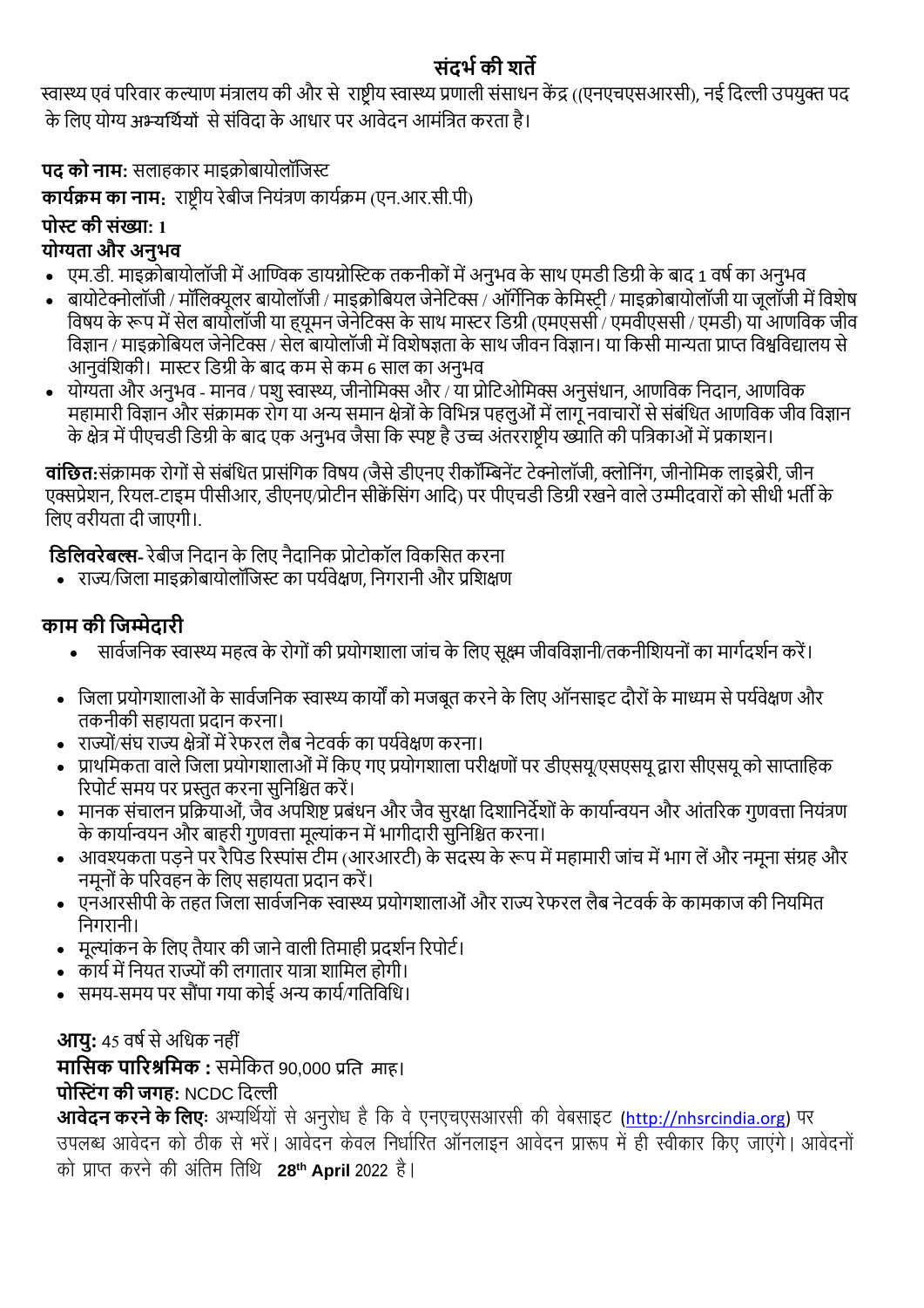# संदर्भ की शर्ते

स्वास्थ्य एवं परिवार कल्याण मंत्रालय की और से राष्ट्रीय स्वास्थ्य प्रणाली संसाधन केंद्र ((एनएचएसआरसी), नई दिल्ली उपयुक्त पद के लिए योग्य अभ्यर्थियों से संविदा के आधार पर आवेदन आमंत्रित करता है।

**पद को नाम:** सलाहकार माइक्रोबायोलॉजिस्ट

**कार्यक्रम का नाम:** राष्ट्रीय रेबीज नियंत्रण कार्यक्रम (एन.आर.सी.पी)

**पोस्ट की संख्या: 1**

**योग्यता और अनुभव**

- एम.डी. माइक्रोबायोलॉजी में आण्विक डायग्नोस्टिक तकनीकों में अनुभव के साथ एमडी डिग्री के बाद 1 वर्ष का अनुभव
- बायोटेक्नोलॉजी / मॉलिक्यूलर बायोलॉजी / माइक्रोबियल जेनेटिक्स / ऑर्गेनिक केमिस्ट्री / माइक्रोबायोलॉजी या जूलॉजी में विशेष विषय के रूप में सेल बायोलॉजी या ह्यूमन जेनेटिक्स के साथ मास्टर डिग्री (एमएससी / एमवीएससी / एमडी) या आणविक जीव विज्ञान / माइक्रोबियल जेनेटिक्स / सेल बायोलॉजी में विशेषज्ञता के साथ जीवन विज्ञान। या किसी मान्यता प्राप्त विश्वविद्यालय से आनुवंशिकी। मास्टर डिग्री के बाद कम से कम 6 साल का अनुभव
- योग्यता और अनुभव - मानव / पशु स्वास्थ्य, जीनोमिक्स और / या प्रोटिओमिक्स अनुसंधान, आणविक निदान, आणविक महामारी विज्ञान और संक्रामक रोग या अन्य समान क्षेत्रों के विभिन्न पहलुओं में लागू नवाचारों से संबंधित आणविक जीव विज्ञान के क्षेत्र में पीएचडी डिग्री के बाद एक अनुभव जैसा कि स्पष्ट है उच्च अंतरराष्ट्रीय ख्याति की पत्रिकाओं में प्रकाशन।

**वांछित:**संक्रामक रोगों से संबंधित प्रासंगिक विषय (जैसे डीएनए रीकॉम्बिनेंट टेक्नोलॉजी, क्लोनिंग, जीनोमिक लाइब्रेरी, जीन एक्सप्रेशन, रियल-टाइम पीसीआर, डीएनए/प्रोटीन सीक्वेंसिंग आदि) पर पीएचडी डिग्री रखने वाले उम्मीदवारों को सीधी भर्ती के लिए वरीयता दी जाएगी।.

**डिलिवरेबल्स**- रेबीज निदान के लिए नैदानिक प्रोटोकॉल विकसित करना

- राज्य/जिला माइक्रोबायोलॉजिस्ट का पर्यवेक्षण, निगरानी और प्रशिक्षण

## काम की जिम्मेदारी

- सार्वजनिक स्वास्थ्य महत्व के रोगों की प्रयोगशाला जांच के लिए सूक्ष्म जीवविज्ञानी/तकनीशियनों का मार्गदर्शन करें।
- जिला प्रयोगशालाओं के सार्वजनिक स्वास्थ्य कार्यों को मजबूत करने के लिए ऑनसाइट दौरों के माध्यम से पर्यवेक्षण और तकनीकी सहायता प्रदान करना।
- राज्यों/संघ राज्य क्षेत्रों में रेफरल लैब नेटवर्क का पर्यवेक्षण करना।
- प्राथमिकता वाले जिला प्रयोगशालाओं में किए गए प्रयोगशाला परीक्षणों पर डीएसयू/एसएसयू द्वारा सीएसयू को साप्ताहिक रिपोर्ट समय पर प्रस्तुत करना सुनिश्चित करें।
- मानक संचालन प्रक्रियाओं, जैव अपशिष्ट प्रबंधन और जैव सुरक्षा दिशानिर्देशों के कार्यान्वयन और आंतरिक गुणवत्ता नियंत्रण के कार्यान्वयन और बाहरी गुणवत्ता मूल्यांकन में भागीदारी सुनिश्चित करना।
- आवश्यकता पड़ने पर रैपिड रिस्पांस टीम (आरआरटी) के सदस्य के रूप में महामारी जांच में भाग लें और नमूना संग्रह और नमूनों के परिवहन के लिए सहायता प्रदान करें।
- एनआरसीपी के तहत जिला सार्वजनिक स्वास्थ्य प्रयोगशालाओं और राज्य रेफरल लैब नेटवर्क के कामकाज की नियमित निगरानी।
- मूल्यांकन के लिए तैयार की जाने वाली तिमाही प्रदर्शन रिपोर्ट।
- कार्य में नियत राज्यों की लगातार यात्रा शामिल होगी।
- समय-समय पर सौंपा गया कोई अन्य कार्य/गतिविधि।

**आयु:** 45 वर्ष से अधिक नहीं

**मासिक पारिश्रमिक :** समेकित 90,000 प्रति माह।

**पोस्टिंग की जगह:** NCDC दिल्ली

**आवेदन करने के लिए:** अभ्यर्थियों से अनुरोध है कि वे एनएचएसआरसी की वेबसाइट (http://nhsrcindia.org) पर उपलब्ध आवेदन को ठीक से भरें। आवेदन केवल निर्धारित ऑनलाइन आवेदन प्रारूप में ही स्वीकार किए जाएंगे। आवेदनों को प्राप्त करने की अंतिम तिथि **28th April** 2022 है।